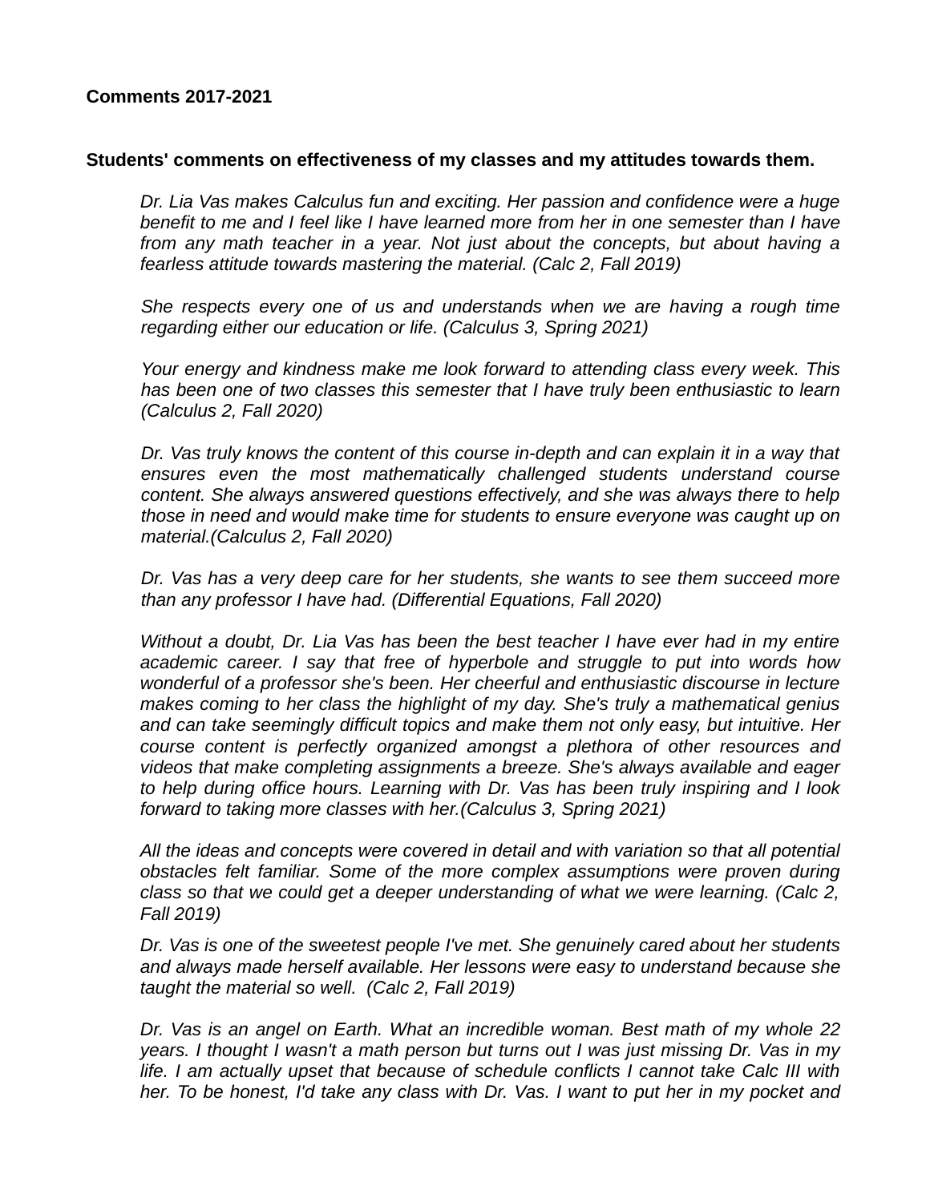**Comments 2017-2021**

**Students' comments on effectiveness of my classes and my attitudes towards them.**

*Dr. Lia Vas makes Calculus fun and exciting. Her passion and confidence were a huge benefit to me and I feel like I have learned more from her in one semester than I have from any math teacher in a year. Not just about the concepts, but about having a fearless attitude towards mastering the material. (Calc 2, Fall 2019)*

*She respects every one of us and understands when we are having a rough time regarding either our education or life. (Calculus 3, Spring 2021)*

*Your energy and kindness make me look forward to attending class every week. This has been one of two classes this semester that I have truly been enthusiastic to learn (Calculus 2, Fall 2020)*

*Dr. Vas truly knows the content of this course in-depth and can explain it in a way that ensures even the most mathematically challenged students understand course content. She always answered questions effectively, and she was always there to help those in need and would make time for students to ensure everyone was caught up on material.(Calculus 2, Fall 2020)*

*Dr. Vas has a very deep care for her students, she wants to see them succeed more than any professor I have had. (Differential Equations, Fall 2020)*

*Without a doubt, Dr. Lia Vas has been the best teacher I have ever had in my entire academic career. I say that free of hyperbole and struggle to put into words how wonderful of a professor she's been. Her cheerful and enthusiastic discourse in lecture makes coming to her class the highlight of my day. She's truly a mathematical genius and can take seemingly difficult topics and make them not only easy, but intuitive. Her course content is perfectly organized amongst a plethora of other resources and videos that make completing assignments a breeze. She's always available and eager to help during office hours. Learning with Dr. Vas has been truly inspiring and I look forward to taking more classes with her.(Calculus 3, Spring 2021)*

*All the ideas and concepts were covered in detail and with variation so that all potential obstacles felt familiar. Some of the more complex assumptions were proven during class so that we could get a deeper understanding of what we were learning. (Calc 2, Fall 2019)*

*Dr. Vas is one of the sweetest people I've met. She genuinely cared about her students and always made herself available. Her lessons were easy to understand because she taught the material so well. (Calc 2, Fall 2019)*

*Dr. Vas is an angel on Earth. What an incredible woman. Best math of my whole 22 years. I thought I wasn't a math person but turns out I was just missing Dr. Vas in my life. I am actually upset that because of schedule conflicts I cannot take Calc III with her. To be honest, I'd take any class with Dr. Vas. I want to put her in my pocket and*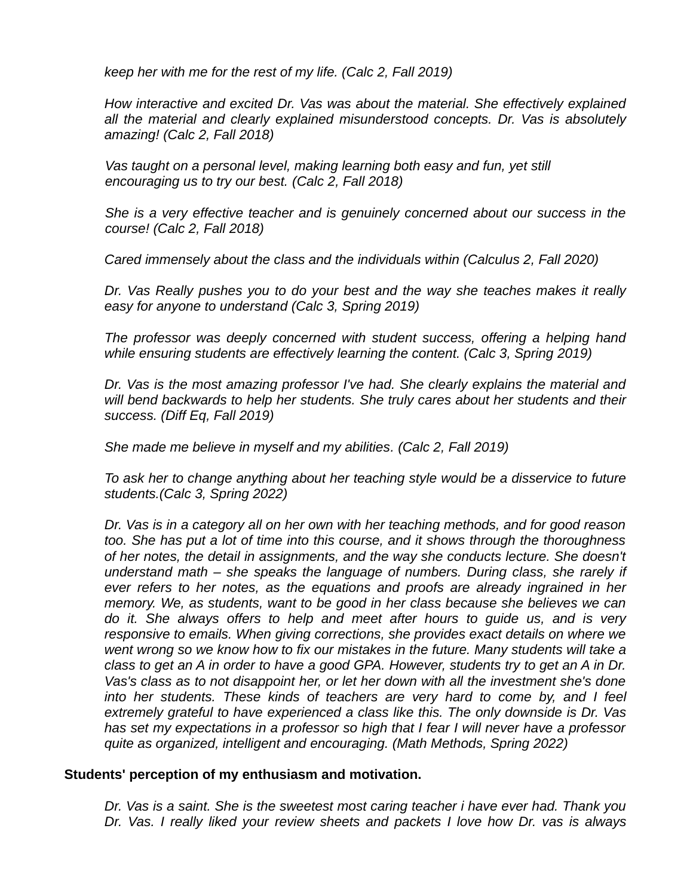*keep her with me for the rest of my life. (Calc 2, Fall 2019)*

*How interactive and excited Dr. Vas was about the material. She effectively explained all the material and clearly explained misunderstood concepts. Dr. Vas is absolutely amazing! (Calc 2, Fall 2018)*

*Vas taught on a personal level, making learning both easy and fun, yet still encouraging us to try our best. (Calc 2, Fall 2018)*

*She is a very effective teacher and is genuinely concerned about our success in the course! (Calc 2, Fall 2018)*

*Cared immensely about the class and the individuals within (Calculus 2, Fall 2020)*

*Dr. Vas Really pushes you to do your best and the way she teaches makes it really easy for anyone to understand (Calc 3, Spring 2019)*

*The professor was deeply concerned with student success, offering a helping hand while ensuring students are effectively learning the content. (Calc 3, Spring 2019)*

*Dr. Vas is the most amazing professor I've had. She clearly explains the material and will bend backwards to help her students. She truly cares about her students and their success. (Diff Eq, Fall 2019)*

*She made me believe in myself and my abilities. (Calc 2, Fall 2019)*

*To ask her to change anything about her teaching style would be a disservice to future students.(Calc 3, Spring 2022)*

*Dr. Vas is in a category all on her own with her teaching methods, and for good reason too. She has put a lot of time into this course, and it shows through the thoroughness of her notes, the detail in assignments, and the way she conducts lecture. She doesn't understand math – she speaks the language of numbers. During class, she rarely if ever refers to her notes, as the equations and proofs are already ingrained in her memory. We, as students, want to be good in her class because she believes we can do it. She always offers to help and meet after hours to guide us, and is very responsive to emails. When giving corrections, she provides exact details on where we went wrong so we know how to fix our mistakes in the future. Many students will take a class to get an A in order to have a good GPA. However, students try to get an A in Dr. Vas's class as to not disappoint her, or let her down with all the investment she's done into her students. These kinds of teachers are very hard to come by, and I feel extremely grateful to have experienced a class like this. The only downside is Dr. Vas has set my expectations in a professor so high that I fear I will never have a professor quite as organized, intelligent and encouraging. (Math Methods, Spring 2022)*

**Students' perception of my enthusiasm and motivation.**

*Dr. Vas is a saint. She is the sweetest most caring teacher i have ever had. Thank you Dr. Vas. I really liked your review sheets and packets I love how Dr. vas is always*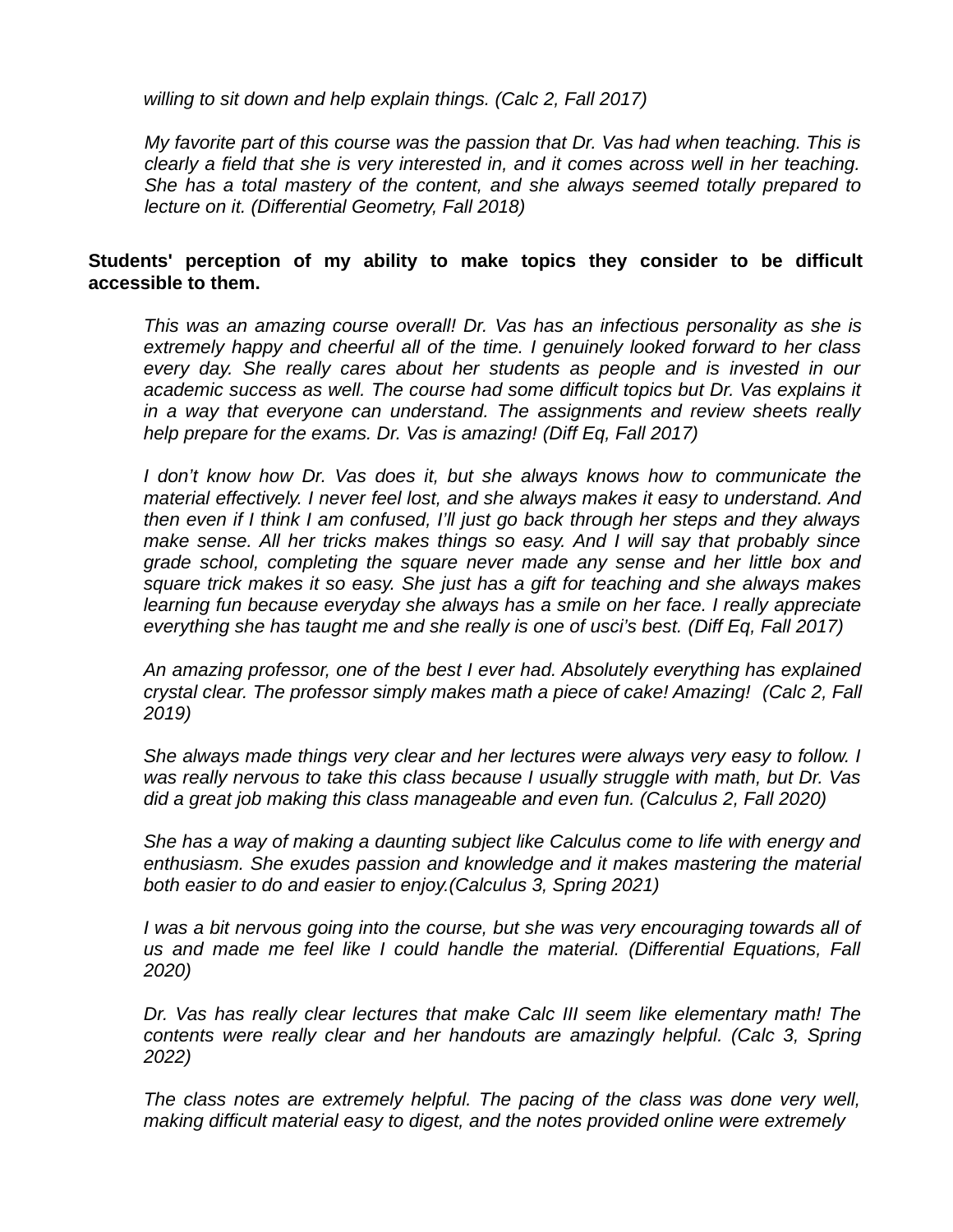*willing to sit down and help explain things. (Calc 2, Fall 2017)*

*My favorite part of this course was the passion that Dr. Vas had when teaching. This is clearly a field that she is very interested in, and it comes across well in her teaching. She has a total mastery of the content, and she always seemed totally prepared to lecture on it. (Differential Geometry, Fall 2018)*

**Students' perception of my ability to make topics they consider to be difficult accessible to them.**

*This was an amazing course overall! Dr. Vas has an infectious personality as she is extremely happy and cheerful all of the time. I genuinely looked forward to her class every day. She really cares about her students as people and is invested in our academic success as well. The course had some difficult topics but Dr. Vas explains it in a way that everyone can understand. The assignments and review sheets really help prepare for the exams. Dr. Vas is amazing! (Diff Eq, Fall 2017)*

*I don't know how Dr. Vas does it, but she always knows how to communicate the material effectively. I never feel lost, and she always makes it easy to understand. And then even if I think I am confused, I'll just go back through her steps and they always make sense. All her tricks makes things so easy. And I will say that probably since grade school, completing the square never made any sense and her little box and square trick makes it so easy. She just has a gift for teaching and she always makes learning fun because everyday she always has a smile on her face. I really appreciate everything she has taught me and she really is one of usci's best. (Diff Eq, Fall 2017)*

*An amazing professor, one of the best I ever had. Absolutely everything has explained crystal clear. The professor simply makes math a piece of cake! Amazing! (Calc 2, Fall 2019)*

*She always made things very clear and her lectures were always very easy to follow. I was really nervous to take this class because I usually struggle with math, but Dr. Vas did a great job making this class manageable and even fun. (Calculus 2, Fall 2020)*

*She has a way of making a daunting subject like Calculus come to life with energy and enthusiasm. She exudes passion and knowledge and it makes mastering the material both easier to do and easier to enjoy.(Calculus 3, Spring 2021)*

*I was a bit nervous going into the course, but she was very encouraging towards all of us and made me feel like I could handle the material. (Differential Equations, Fall 2020)*

*Dr. Vas has really clear lectures that make Calc III seem like elementary math! The contents were really clear and her handouts are amazingly helpful. (Calc 3, Spring 2022)*

*The class notes are extremely helpful. The pacing of the class was done very well, making difficult material easy to digest, and the notes provided online were extremely*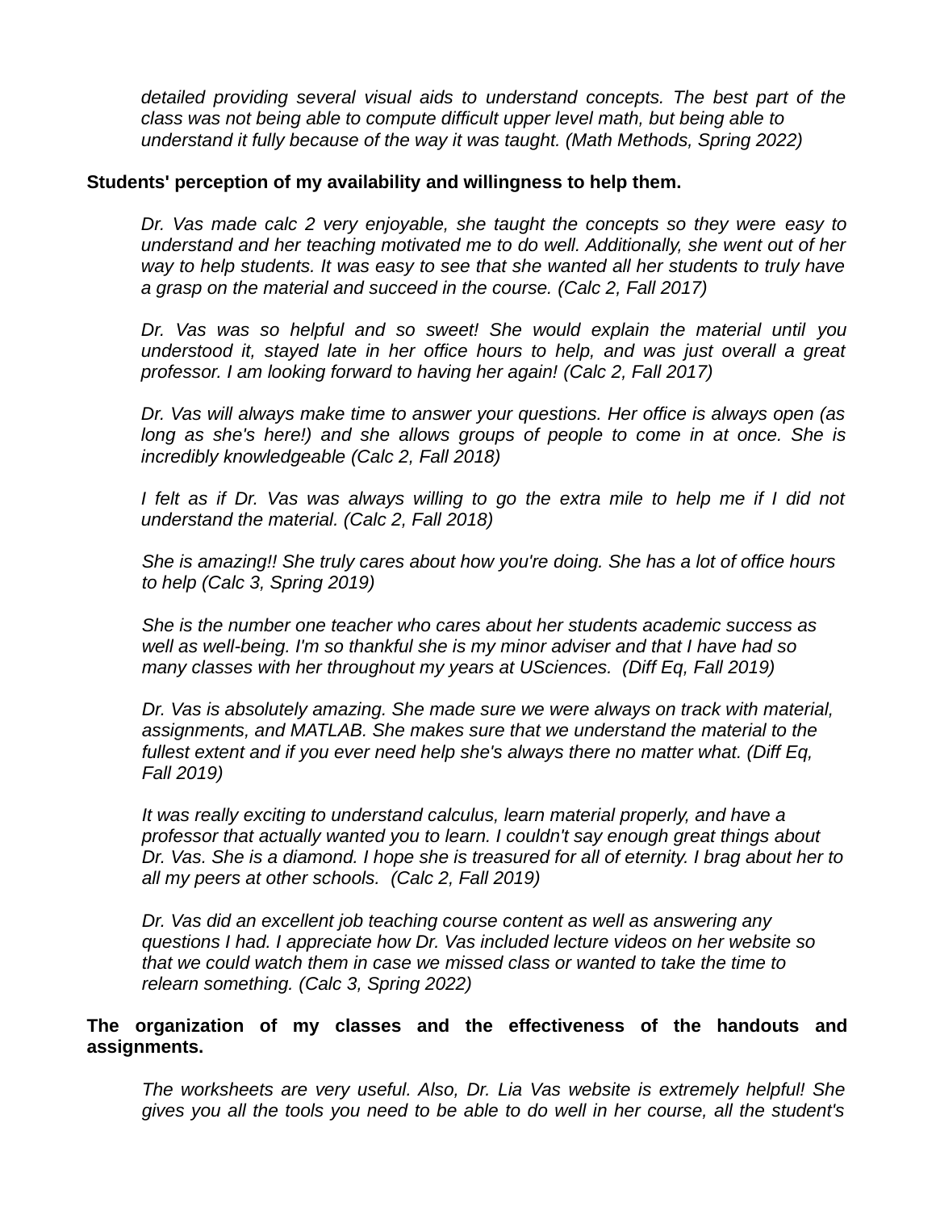*detailed providing several visual aids to understand concepts. The best part of the class was not being able to compute difficult upper level math, but being able to understand it fully because of the way it was taught. (Math Methods, Spring 2022)*

**Students' perception of my availability and willingness to help them.**

*Dr. Vas made calc 2 very enjoyable, she taught the concepts so they were easy to understand and her teaching motivated me to do well. Additionally, she went out of her way to help students. It was easy to see that she wanted all her students to truly have a grasp on the material and succeed in the course. (Calc 2, Fall 2017)*

*Dr. Vas was so helpful and so sweet! She would explain the material until you understood it, stayed late in her office hours to help, and was just overall a great professor. I am looking forward to having her again! (Calc 2, Fall 2017)*

*Dr. Vas will always make time to answer your questions. Her office is always open (as long as she's here!) and she allows groups of people to come in at once. She is incredibly knowledgeable (Calc 2, Fall 2018)*

*I felt as if Dr. Vas was always willing to go the extra mile to help me if I did not understand the material. (Calc 2, Fall 2018)*

*She is amazing!! She truly cares about how you're doing. She has a lot of office hours to help (Calc 3, Spring 2019)*

*She is the number one teacher who cares about her students academic success as well as well-being. I'm so thankful she is my minor adviser and that I have had so many classes with her throughout my years at USciences. (Diff Eq, Fall 2019)*

*Dr. Vas is absolutely amazing. She made sure we were always on track with material, assignments, and MATLAB. She makes sure that we understand the material to the fullest extent and if you ever need help she's always there no matter what. (Diff Eq, Fall 2019)*

*It was really exciting to understand calculus, learn material properly, and have a professor that actually wanted you to learn. I couldn't say enough great things about Dr. Vas. She is a diamond. I hope she is treasured for all of eternity. I brag about her to all my peers at other schools. (Calc 2, Fall 2019)*

*Dr. Vas did an excellent job teaching course content as well as answering any questions I had. I appreciate how Dr. Vas included lecture videos on her website so that we could watch them in case we missed class or wanted to take the time to relearn something. (Calc 3, Spring 2022)*

**The organization of my classes and the effectiveness of the handouts and assignments.**

*The worksheets are very useful. Also, Dr. Lia Vas website is extremely helpful! She gives you all the tools you need to be able to do well in her course, all the student's*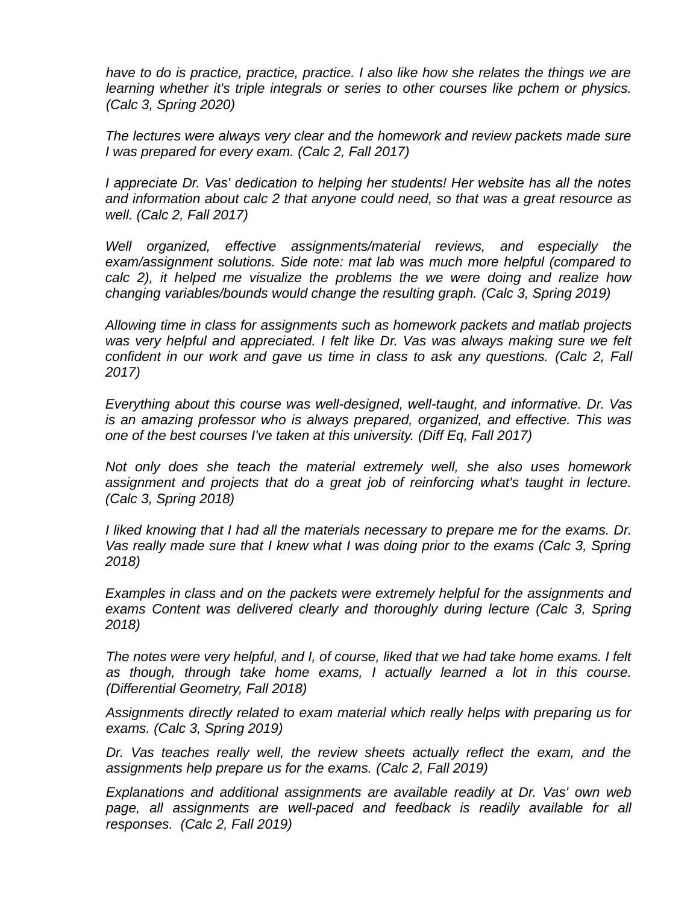*have to do is practice, practice, practice. I also like how she relates the things we are learning whether it's triple integrals or series to other courses like pchem or physics. (Calc 3, Spring 2020)*

*The lectures were always very clear and the homework and review packets made sure I was prepared for every exam. (Calc 2, Fall 2017)*

*I appreciate Dr. Vas' dedication to helping her students! Her website has all the notes and information about calc 2 that anyone could need, so that was a great resource as well. (Calc 2, Fall 2017)*

*Well organized, effective assignments/material reviews, and especially the exam/assignment solutions. Side note: mat lab was much more helpful (compared to calc 2), it helped me visualize the problems the we were doing and realize how changing variables/bounds would change the resulting graph. (Calc 3, Spring 2019)*

*Allowing time in class for assignments such as homework packets and matlab projects was very helpful and appreciated. I felt like Dr. Vas was always making sure we felt confident in our work and gave us time in class to ask any questions. (Calc 2, Fall 2017)*

*Everything about this course was well-designed, well-taught, and informative. Dr. Vas is an amazing professor who is always prepared, organized, and effective. This was one of the best courses I've taken at this university. (Diff Eq, Fall 2017)*

*Not only does she teach the material extremely well, she also uses homework assignment and projects that do a great job of reinforcing what's taught in lecture. (Calc 3, Spring 2018)*

*I liked knowing that I had all the materials necessary to prepare me for the exams. Dr. Vas really made sure that I knew what I was doing prior to the exams (Calc 3, Spring 2018)*

*Examples in class and on the packets were extremely helpful for the assignments and exams Content was delivered clearly and thoroughly during lecture (Calc 3, Spring 2018)*

*The notes were very helpful, and I, of course, liked that we had take home exams. I felt as though, through take home exams, I actually learned a lot in this course. (Differential Geometry, Fall 2018)*

*Assignments directly related to exam material which really helps with preparing us for exams. (Calc 3, Spring 2019)*

*Dr. Vas teaches really well, the review sheets actually reflect the exam, and the assignments help prepare us for the exams. (Calc 2, Fall 2019)*

*Explanations and additional assignments are available readily at Dr. Vas' own web page, all assignments are well-paced and feedback is readily available for all responses. (Calc 2, Fall 2019)*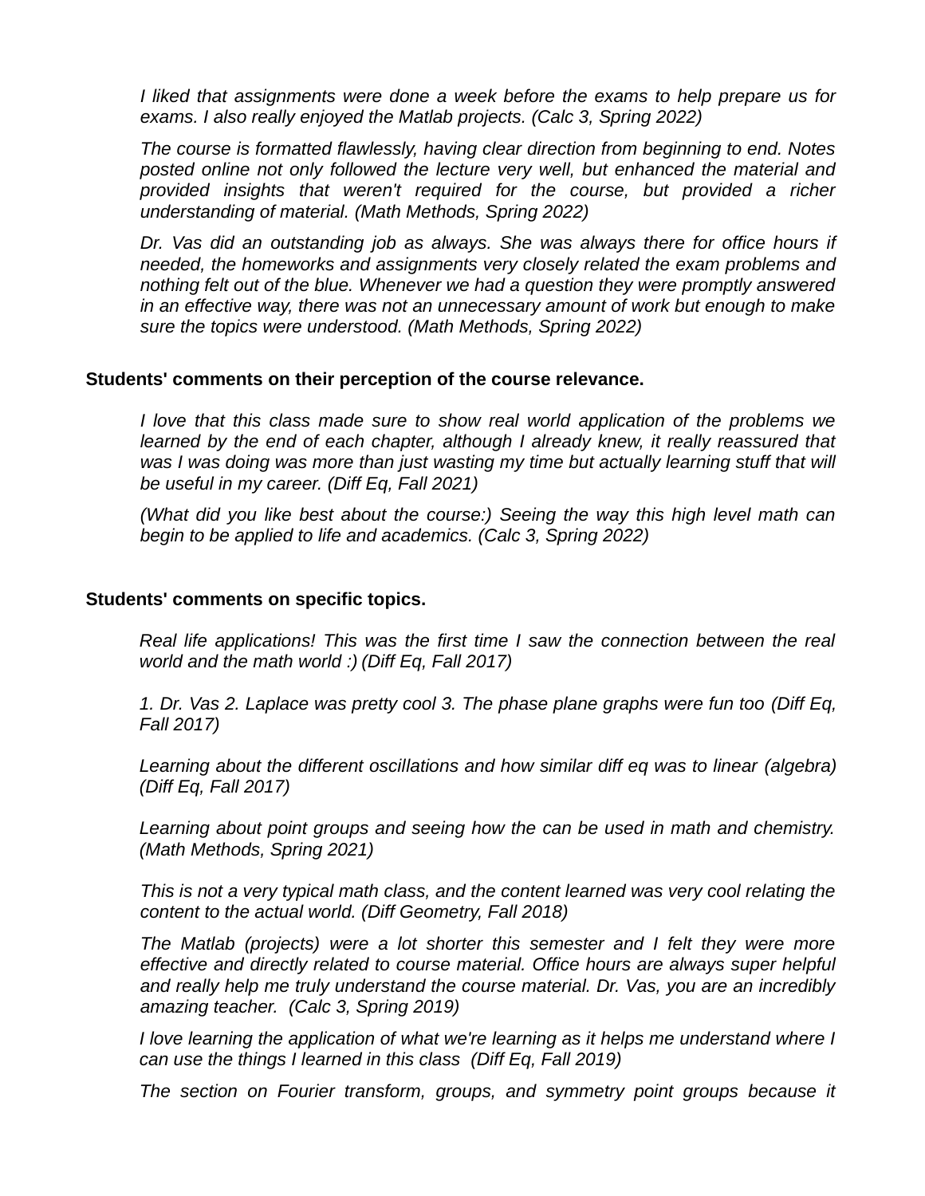*I liked that assignments were done a week before the exams to help prepare us for exams. I also really enjoyed the Matlab projects. (Calc 3, Spring 2022)*

*The course is formatted flawlessly, having clear direction from beginning to end. Notes posted online not only followed the lecture very well, but enhanced the material and provided insights that weren't required for the course, but provided a richer understanding of material. (Math Methods, Spring 2022)*

*Dr. Vas did an outstanding job as always. She was always there for office hours if needed, the homeworks and assignments very closely related the exam problems and nothing felt out of the blue. Whenever we had a question they were promptly answered in an effective way, there was not an unnecessary amount of work but enough to make sure the topics were understood. (Math Methods, Spring 2022)*

**Students' comments on their perception of the course relevance.**

*I love that this class made sure to show real world application of the problems we learned by the end of each chapter, although I already knew, it really reassured that was I was doing was more than just wasting my time but actually learning stuff that will be useful in my career. (Diff Eq, Fall 2021)*

*(What did you like best about the course:) Seeing the way this high level math can begin to be applied to life and academics. (Calc 3, Spring 2022)*

**Students' comments on specific topics.**

*Real life applications! This was the first time I saw the connection between the real world and the math world :) (Diff Eq, Fall 2017)*

*1. Dr. Vas 2. Laplace was pretty cool 3. The phase plane graphs were fun too (Diff Eq, Fall 2017)*

*Learning about the different oscillations and how similar diff eq was to linear (algebra) (Diff Eq, Fall 2017)*

*Learning about point groups and seeing how the can be used in math and chemistry. (Math Methods, Spring 2021)*

*This is not a very typical math class, and the content learned was very cool relating the content to the actual world. (Diff Geometry, Fall 2018)*

*The Matlab (projects) were a lot shorter this semester and I felt they were more effective and directly related to course material. Office hours are always super helpful and really help me truly understand the course material. Dr. Vas, you are an incredibly amazing teacher. (Calc 3, Spring 2019)*

*I love learning the application of what we're learning as it helps me understand where I can use the things I learned in this class (Diff Eq, Fall 2019)*

*The section on Fourier transform, groups, and symmetry point groups because it*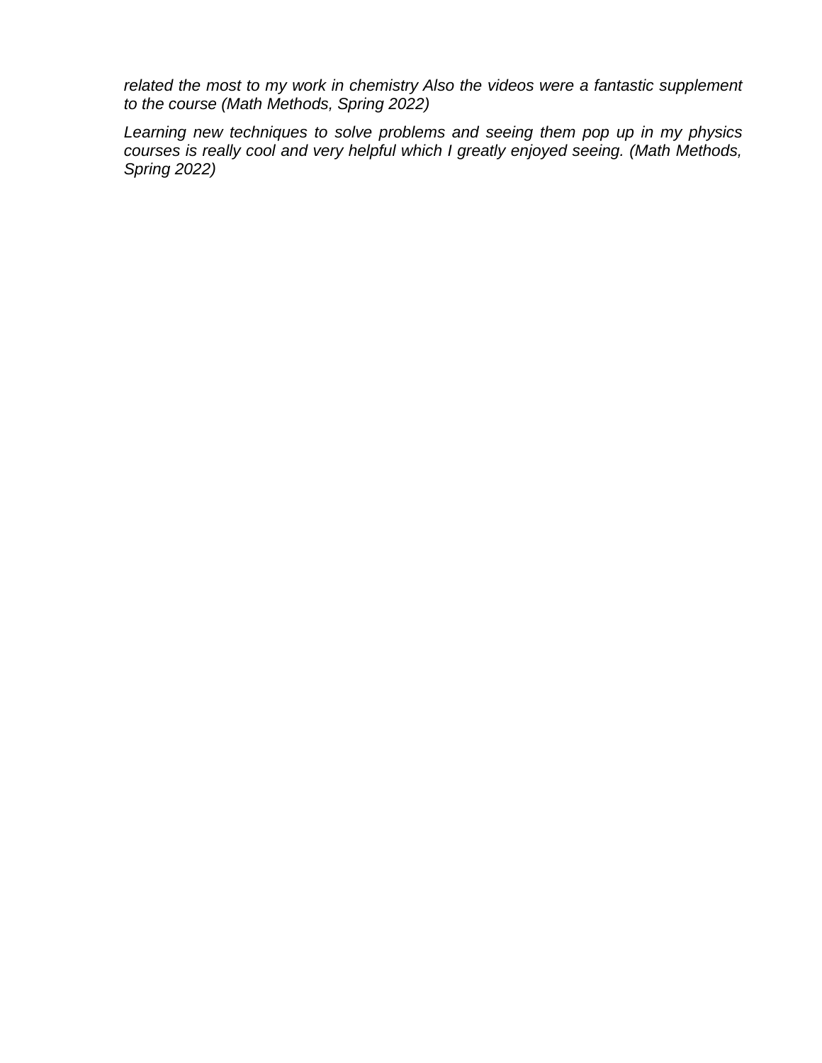*related the most to my work in chemistry Also the videos were a fantastic supplement to the course (Math Methods, Spring 2022)*

*Learning new techniques to solve problems and seeing them pop up in my physics courses is really cool and very helpful which I greatly enjoyed seeing. (Math Methods, Spring 2022)*